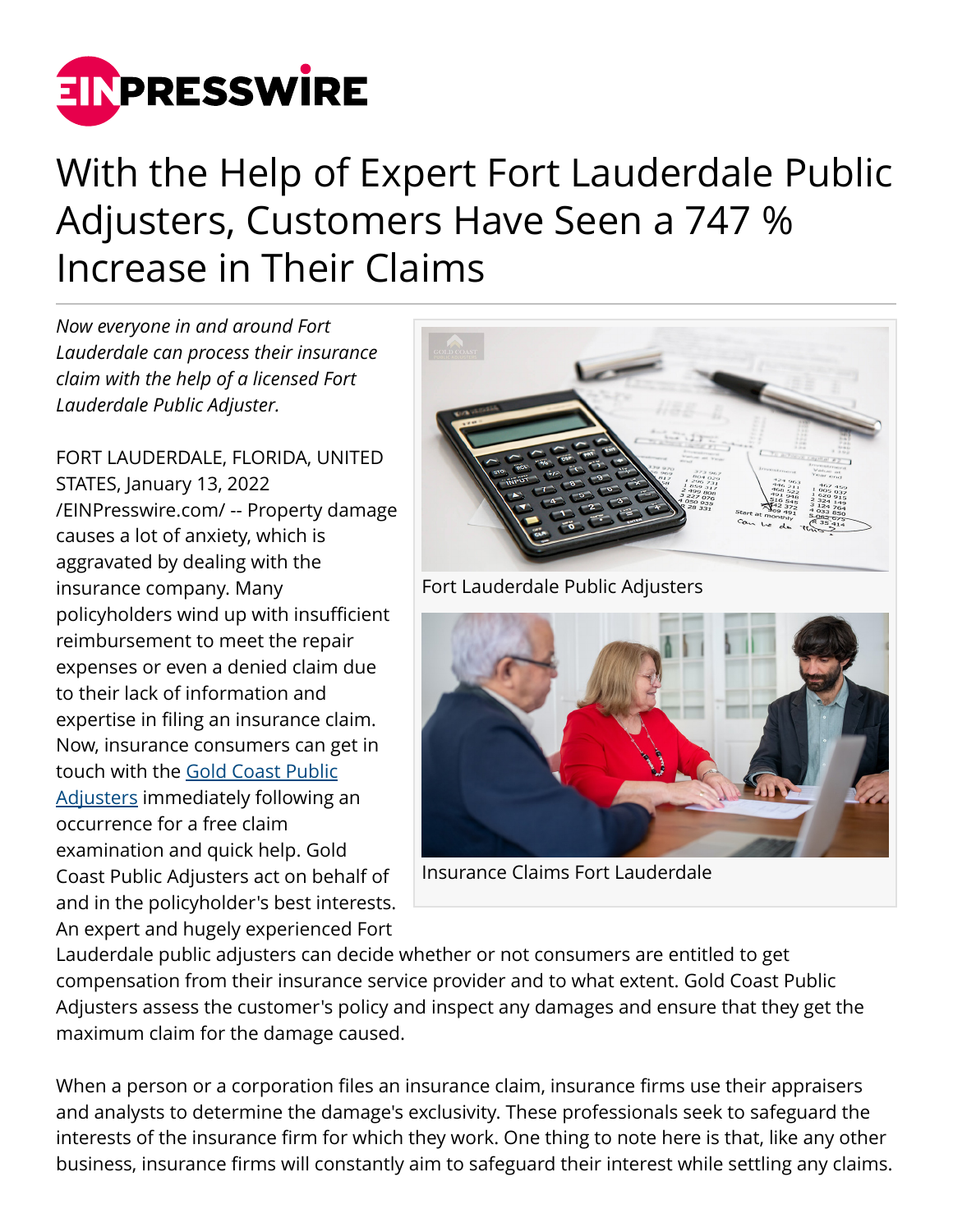# With the Help of Expert Fort Lauderdale Public Adjusters, Customers Have Seen a 747 % Increase in Their Claims

*Now everyone in and around Fort Lauderdale can process their insurance claim with the help of a licensed Fort Lauderdale Public Adjuster.*

FORT LAUDERDALE, FLORIDA, UNITED STATES, January 13, 2022 /EINPresswire.com/ -- Property damage causes a lot of anxiety, which is aggravated by dealing with the insurance company. Many policyholders wind up with insufficient reimbursement to meet the repair expenses or even a denied claim due to their lack of information and expertise in filing an insurance claim. Now, insurance consumers can get in touch with the [Gold Coast Public Adjusters] immediately following an occurrence for a free claim examination and quick help. Gold Coast Public Adjusters act on behalf of and in the policyholder's best interests. An expert and hugely experienced Fort Lauderdale public adjusters can decide whether or not consumers are entitled to get compensation from their insurance service provider and to what extent. Gold Coast Public Adjusters assess the customer's policy and inspect any damages and ensure that they get the maximum claim for the damage caused.

Fort Lauderdale Public Adjusters

Insurance Claims Fort Lauderdale

When a person or a corporation files an insurance claim, insurance firms use their appraisers and analysts to determine the damage's exclusivity. These professionals seek to safeguard the interests of the insurance firm for which they work. One thing to note here is that, like any other business, insurance firms will constantly aim to safeguard their interest while settling any claims.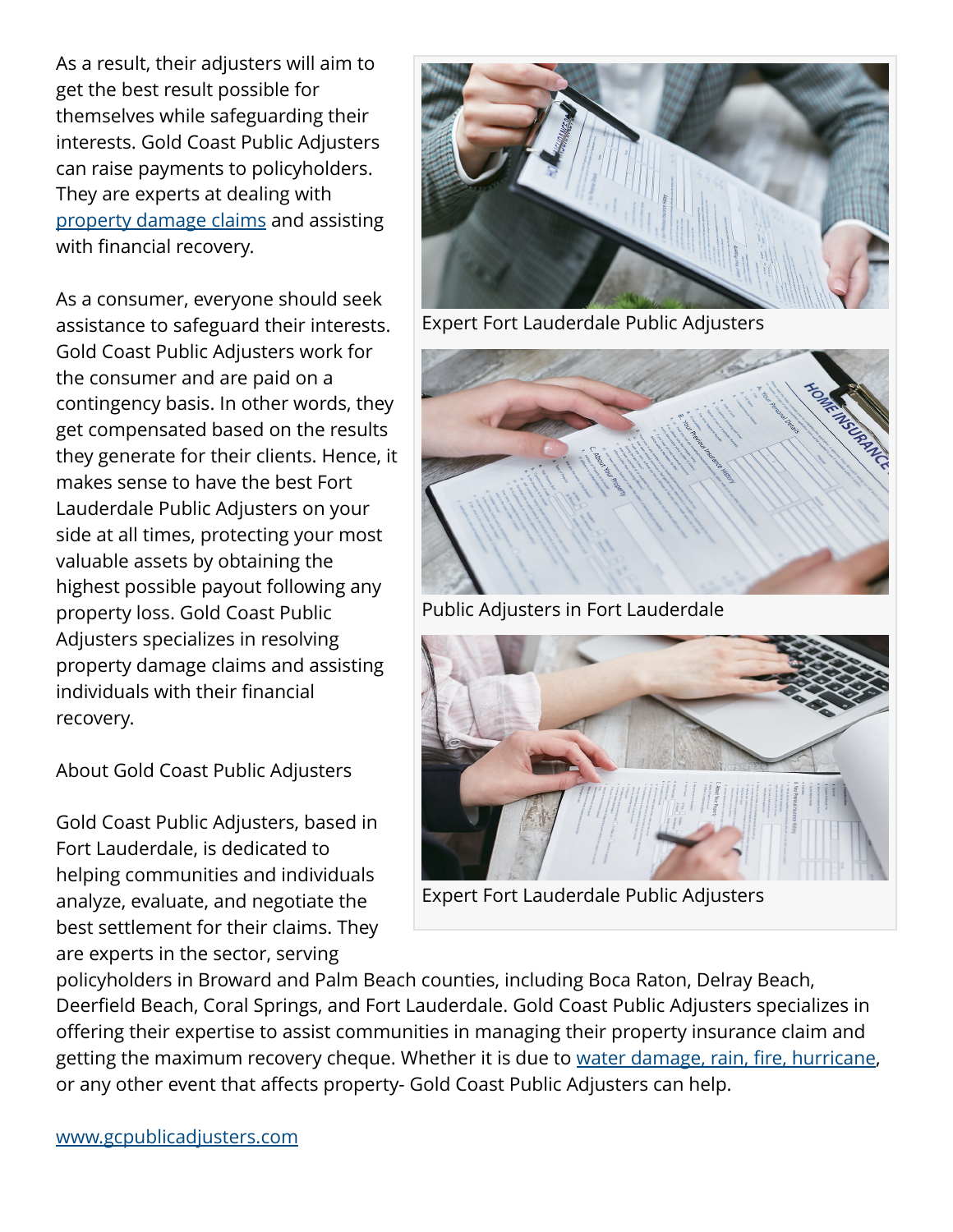As a result, their adjusters will aim to get the best result possible for themselves while safeguarding their interests. Gold Coast Public Adjusters can raise payments to policyholders. They are experts at dealing with [property damage claims](#) and assisting with financial recovery.

As a consumer, everyone should seek assistance to safeguard their interests. Gold Coast Public Adjusters work for the consumer and are paid on a contingency basis. In other words, they get compensated based on the results they generate for their clients. Hence, it makes sense to have the best Fort Lauderdale Public Adjusters on your side at all times, protecting your most valuable assets by obtaining the highest possible payout following any property loss. Gold Coast Public Adjusters specializes in resolving property damage claims and assisting individuals with their financial recovery.

Expert Fort Lauderdale Public Adjusters

Public Adjusters in Fort Lauderdale

Expert Fort Lauderdale Public Adjusters

About Gold Coast Public Adjusters

Gold Coast Public Adjusters, based in Fort Lauderdale, is dedicated to helping communities and individuals analyze, evaluate, and negotiate the best settlement for their claims. They are experts in the sector, serving policyholders in Broward and Palm Beach counties, including Boca Raton, Delray Beach, Deerfield Beach, Coral Springs, and Fort Lauderdale. Gold Coast Public Adjusters specializes in offering their expertise to assist communities in managing their property insurance claim and getting the maximum recovery cheque. Whether it is due to [water damage, rain, fire, hurricane](#), or any other event that affects property- Gold Coast Public Adjusters can help.

[www.gcpublicadjusters.com](#)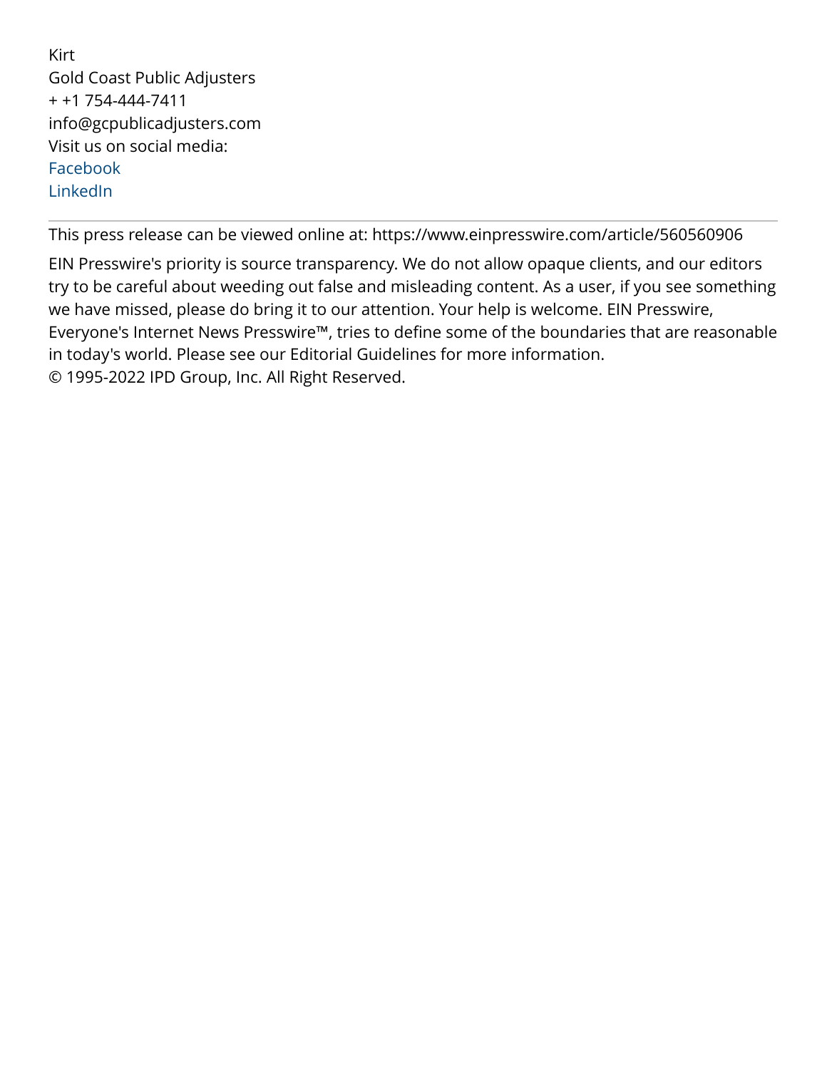Kirt
Gold Coast Public Adjusters
+ +1 754-444-7411
info@gcpublicadjusters.com
Visit us on social media:
Facebook
LinkedIn

---

This press release can be viewed online at: https://www.einpresswire.com/article/560560906

EIN Presswire's priority is source transparency. We do not allow opaque clients, and our editors try to be careful about weeding out false and misleading content. As a user, if you see something we have missed, please do bring it to our attention. Your help is welcome. EIN Presswire, Everyone's Internet News Presswire™, tries to define some of the boundaries that are reasonable in today's world. Please see our Editorial Guidelines for more information.
© 1995-2022 IPD Group, Inc. All Right Reserved.